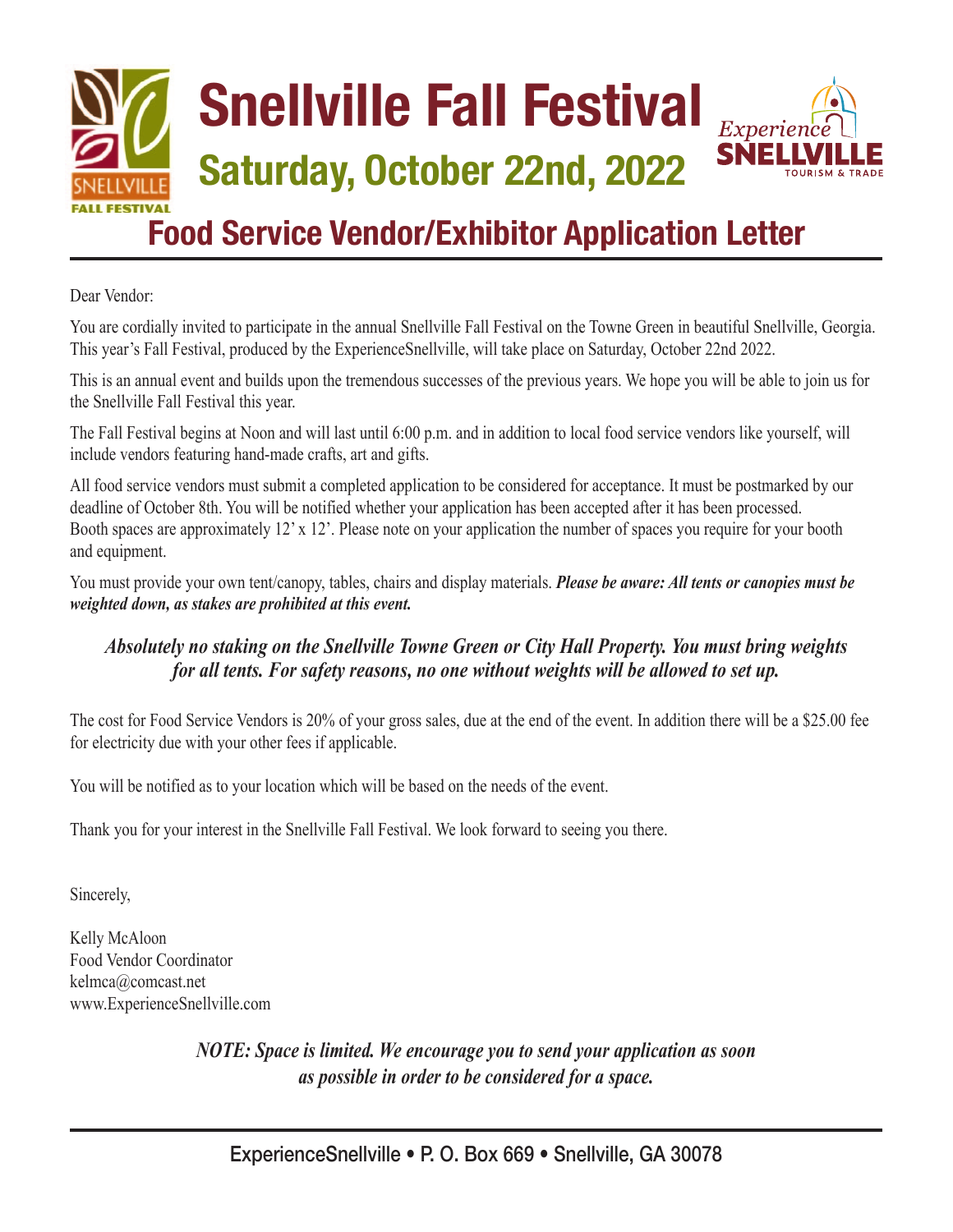# Snellville Fall Festival

## Saturday, October 22nd, 2022

## Food Service Vendor/Exhibitor Application Letter

Dear Vendor:

You are cordially invited to participate in the annual Snellville Fall Festival on the Towne Green in beautiful Snellville, Georgia. This year's Fall Festival, produced by the ExperienceSnellville, will take place on Saturday, October 22nd 2022.

This is an annual event and builds upon the tremendous successes of the previous years. We hope you will be able to join us for the Snellville Fall Festival this year.

The Fall Festival begins at Noon and will last until 6:00 p.m. and in addition to local food service vendors like yourself, will include vendors featuring hand-made crafts, art and gifts.

All food service vendors must submit a completed application to be considered for acceptance. It must be postmarked by our deadline of October 8th. You will be notified whether your application has been accepted after it has been processed. Booth spaces are approximately 12' x 12'. Please note on your application the number of spaces you require for your booth and equipment.

You must provide your own tent/canopy, tables, chairs and display materials. ***Please be aware: All tents or canopies must be weighted down, as stakes are prohibited at this event.***

***Absolutely no staking on the Snellville Towne Green or City Hall Property. You must bring weights for all tents. For safety reasons, no one without weights will be allowed to set up.***

The cost for Food Service Vendors is 20% of your gross sales, due at the end of the event. In addition there will be a $25.00 fee for electricity due with your other fees if applicable.

You will be notified as to your location which will be based on the needs of the event.

Thank you for your interest in the Snellville Fall Festival. We look forward to seeing you there.

Sincerely,

Kelly McAloon
Food Vendor Coordinator
kelmca@comcast.net
www.ExperienceSnellville.com

***NOTE: Space is limited. We encourage you to send your application as soon as possible in order to be considered for a space.***

ExperienceSnellville • P. O. Box 669 • Snellville, GA 30078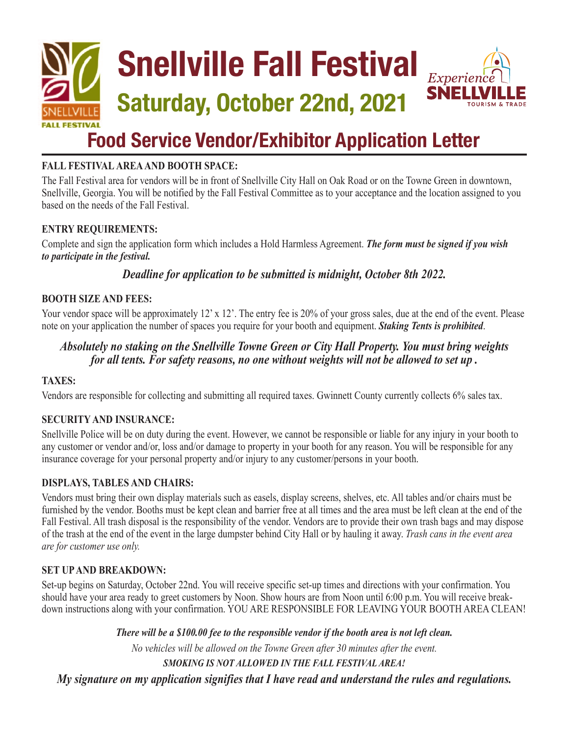# Snellville Fall Festival

## Saturday, October 22nd, 2021

Experience SNELLVILLE TOURISM & TRADE

# Food Service Vendor/Exhibitor Application Letter

**FALL FESTIVAL AREA AND BOOTH SPACE:**

The Fall Festival area for vendors will be in front of Snellville City Hall on Oak Road or on the Towne Green in downtown, Snellville, Georgia. You will be notified by the Fall Festival Committee as to your acceptance and the location assigned to you based on the needs of the Fall Festival.

**ENTRY REQUIREMENTS:**

Complete and sign the application form which includes a Hold Harmless Agreement. ***The form must be signed if you wish to participate in the festival.***

***Deadline for application to be submitted is midnight, October 8th 2022.***

**BOOTH SIZE AND FEES:**

Your vendor space will be approximately 12' x 12'. The entry fee is 20% of your gross sales, due at the end of the event. Please note on your application the number of spaces you require for your booth and equipment. ***Staking Tents is prohibited***.

***Absolutely no staking on the Snellville Towne Green or City Hall Property. You must bring weights for all tents. For safety reasons, no one without weights will not be allowed to set up .***

**TAXES:**

Vendors are responsible for collecting and submitting all required taxes. Gwinnett County currently collects 6% sales tax.

**SECURITY AND INSURANCE:**

Snellville Police will be on duty during the event. However, we cannot be responsible or liable for any injury in your booth to any customer or vendor and/or, loss and/or damage to property in your booth for any reason. You will be responsible for any insurance coverage for your personal property and/or injury to any customer/persons in your booth.

**DISPLAYS, TABLES AND CHAIRS:**

Vendors must bring their own display materials such as easels, display screens, shelves, etc. All tables and/or chairs must be furnished by the vendor. Booths must be kept clean and barrier free at all times and the area must be left clean at the end of the Fall Festival. All trash disposal is the responsibility of the vendor. Vendors are to provide their own trash bags and may dispose of the trash at the end of the event in the large dumpster behind City Hall or by hauling it away. *Trash cans in the event area are for customer use only.*

**SET UP AND BREAKDOWN:**

Set-up begins on Saturday, October 22nd. You will receive specific set-up times and directions with your confirmation. You should have your area ready to greet customers by Noon. Show hours are from Noon until 6:00 p.m. You will receive breakdown instructions along with your confirmation. YOU ARE RESPONSIBLE FOR LEAVING YOUR BOOTH AREA CLEAN!

***There will be a $100.00 fee to the responsible vendor if the booth area is not left clean.***

*No vehicles will be allowed on the Towne Green after 30 minutes after the event.*

***SMOKING IS NOT ALLOWED IN THE FALL FESTIVAL AREA!***

***My signature on my application signifies that I have read and understand the rules and regulations.***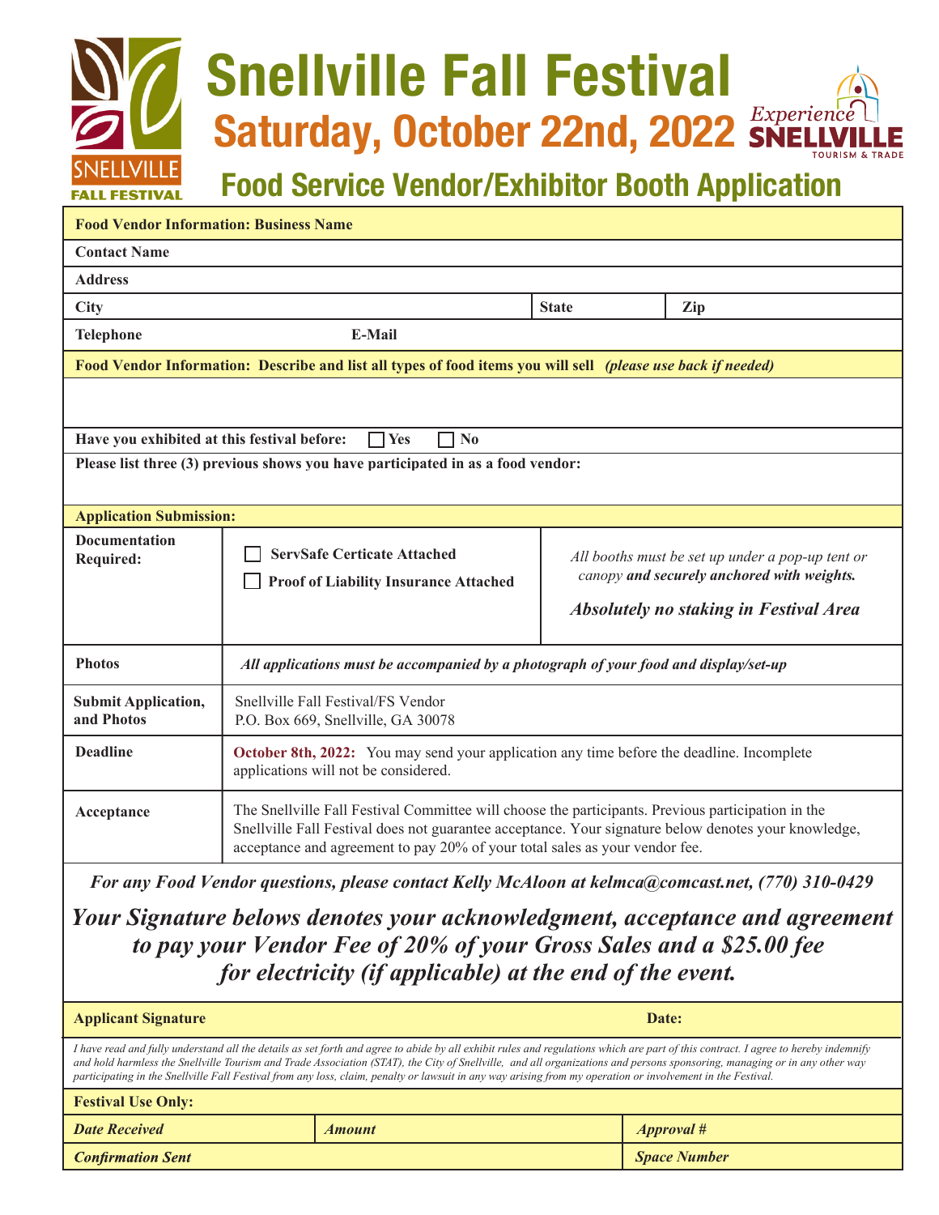# Snellville Fall Festival

## Saturday, October 22nd, 2022

## Food Service Vendor/Exhibitor Booth Application

| | | | |
|---|---|---|---|
| **Food Vendor Information: Business Name** | | | |
| **Contact Name** | | | |
| **Address** | | | |
| **City** | | **State** | **Zip** |
| **Telephone** | **E-Mail** | | |

**Food Vendor Information: Describe and list all types of food items you will sell** *(please use back if needed)*

**Have you exhibited at this festival before:** ☐ **Yes** ☐ **No**

**Please list three (3) previous shows you have participated in as a food vendor:**

| | | |
|---|---|---|
| **Application Submission:** | | |
| **Documentation Required:** | ☐ **ServSafe Certicate Attached**<br>☐ **Proof of Liability Insurance Attached** | *All booths must be set up under a pop-up tent or canopy **and securely anchored with weights.***<br>***Absolutely no staking in Festival Area*** |
| **Photos** | ***All applications must be accompanied by a photograph of your food and display/set-up*** | |
| **Submit Application, and Photos** | Snellville Fall Festival/FS Vendor<br>P.O. Box 669, Snellville, GA 30078 | |
| **Deadline** | **October 8th, 2022:** You may send your application any time before the deadline. Incomplete applications will not be considered. | |
| **Acceptance** | The Snellville Fall Festival Committee will choose the participants. Previous participation in the Snellville Fall Festival does not guarantee acceptance. Your signature below denotes your knowledge, acceptance and agreement to pay 20% of your total sales as your vendor fee. | |

***For any Food Vendor questions, please contact Kelly McAloon at kelmca@comcast.net, (770) 310-0429***

***Your Signature belows denotes your acknowledgment, acceptance and agreement to pay your Vendor Fee of 20% of your Gross Sales and a $25.00 fee for electricity (if applicable) at the end of the event.***

**Applicant Signature** **Date:**

*I have read and fully understand all the details as set forth and agree to abide by all exhibit rules and regulations which are part of this contract. I agree to hereby indemnify and hold harmless the Snellville Tourism and Trade Association (STAT), the City of Snellville, and all organizations and persons sponsoring, managing or in any other way participating in the Snellville Fall Festival from any loss, claim, penalty or lawsuit in any way arising from my operation or involvement in the Festival.*

| | | |
|---|---|---|
| **Festival Use Only:** | | |
| ***Date Received*** | ***Amount*** | ***Approval #*** |
| ***Confirmation Sent*** | | ***Space Number*** |